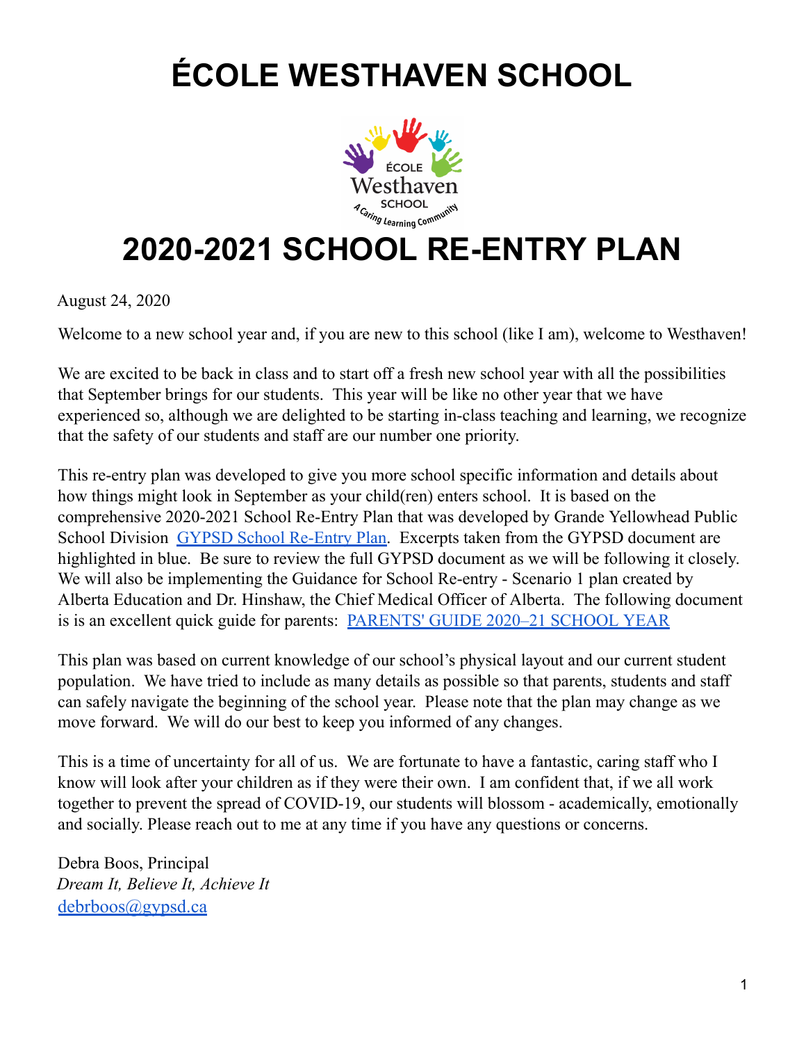# ÉCOLE WESTHAVEN SCHOOL

# 2020-2021 SCHOOL RE-ENTRY PLAN

August 24, 2020

Welcome to a new school year and, if you are new to this school (like I am), welcome to Westhaven!

We are excited to be back in class and to start off a fresh new school year with all the possibilities that September brings for our students. This year will be like no other year that we have experienced so, although we are delighted to be starting in-class teaching and learning, we recognize that the safety of our students and staff are our number one priority.

This re-entry plan was developed to give you more school specific information and details about how things might look in September as your child(ren) enters school. It is based on the comprehensive 2020-2021 School Re-Entry Plan that was developed by Grande Yellowhead Public School Division GYPSD School Re-Entry Plan. Excerpts taken from the GYPSD document are highlighted in blue. Be sure to review the full GYPSD document as we will be following it closely. We will also be implementing the Guidance for School Re-entry - Scenario 1 plan created by Alberta Education and Dr. Hinshaw, the Chief Medical Officer of Alberta. The following document is is an excellent quick guide for parents: PARENTS' GUIDE 2020–21 SCHOOL YEAR

This plan was based on current knowledge of our school's physical layout and our current student population. We have tried to include as many details as possible so that parents, students and staff can safely navigate the beginning of the school year. Please note that the plan may change as we move forward. We will do our best to keep you informed of any changes.

This is a time of uncertainty for all of us. We are fortunate to have a fantastic, caring staff who I know will look after your children as if they were their own. I am confident that, if we all work together to prevent the spread of COVID-19, our students will blossom - academically, emotionally and socially. Please reach out to me at any time if you have any questions or concerns.

Debra Boos, Principal
*Dream It, Believe It, Achieve It*
debrboos@gypsd.ca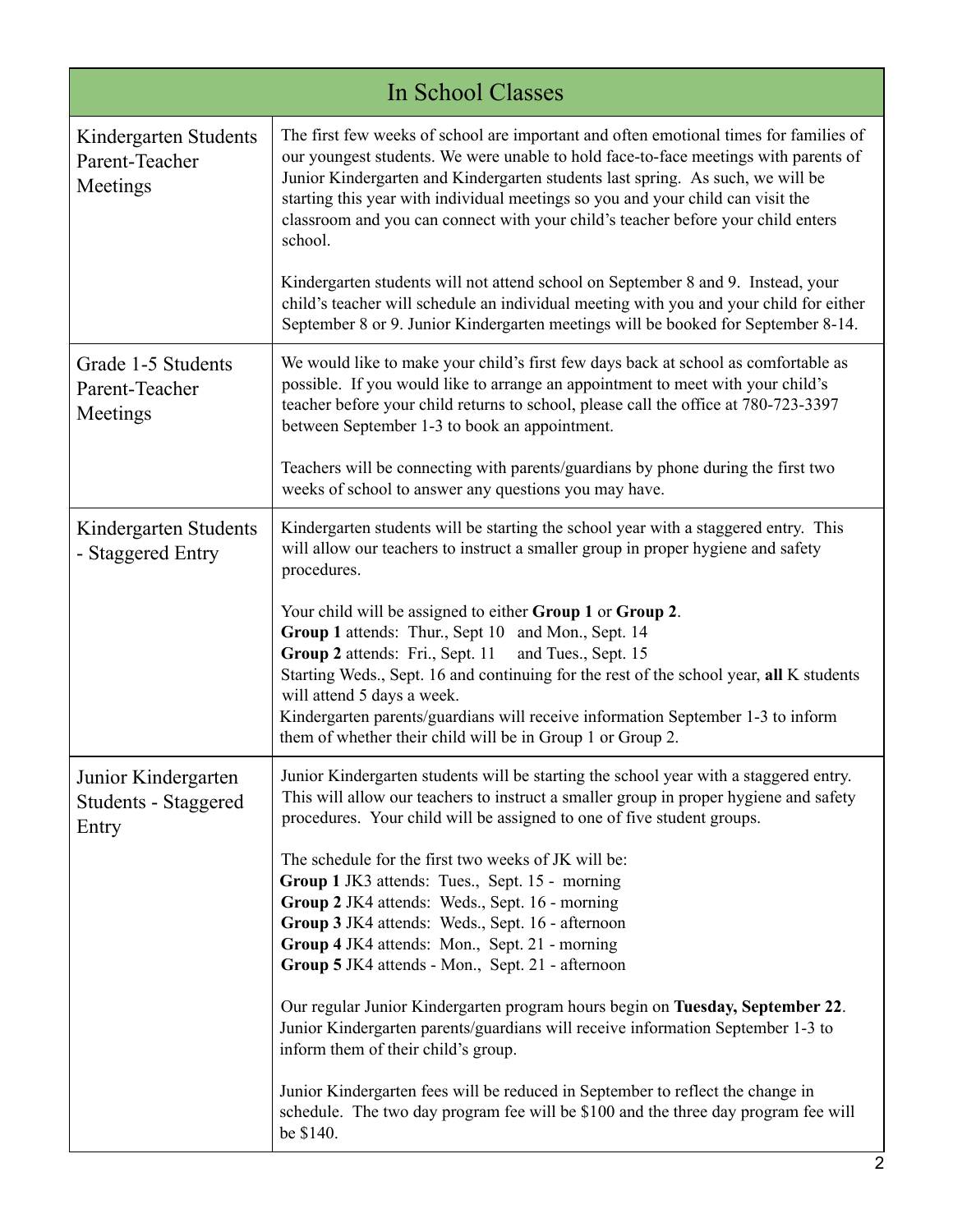| In School Classes | |
|---|---|
| Kindergarten Students Parent-Teacher Meetings | The first few weeks of school are important and often emotional times for families of our youngest students. We were unable to hold face-to-face meetings with parents of Junior Kindergarten and Kindergarten students last spring. As such, we will be starting this year with individual meetings so you and your child can visit the classroom and you can connect with your child's teacher before your child enters school.<br><br>Kindergarten students will not attend school on September 8 and 9. Instead, your child's teacher will schedule an individual meeting with you and your child for either September 8 or 9. Junior Kindergarten meetings will be booked for September 8-14. |
| Grade 1-5 Students Parent-Teacher Meetings | We would like to make your child's first few days back at school as comfortable as possible. If you would like to arrange an appointment to meet with your child's teacher before your child returns to school, please call the office at 780-723-3397 between September 1-3 to book an appointment.<br><br>Teachers will be connecting with parents/guardians by phone during the first two weeks of school to answer any questions you may have. |
| Kindergarten Students - Staggered Entry | Kindergarten students will be starting the school year with a staggered entry. This will allow our teachers to instruct a smaller group in proper hygiene and safety procedures.<br><br>Your child will be assigned to either **Group 1** or **Group 2**.<br>**Group 1** attends: Thur., Sept 10 and Mon., Sept. 14<br>**Group 2** attends: Fri., Sept. 11 and Tues., Sept. 15<br>Starting Weds., Sept. 16 and continuing for the rest of the school year, **all** K students will attend 5 days a week.<br>Kindergarten parents/guardians will receive information September 1-3 to inform them of whether their child will be in Group 1 or Group 2. |
| Junior Kindergarten Students - Staggered Entry | Junior Kindergarten students will be starting the school year with a staggered entry. This will allow our teachers to instruct a smaller group in proper hygiene and safety procedures. Your child will be assigned to one of five student groups.<br><br>The schedule for the first two weeks of JK will be:<br>**Group 1** JK3 attends: Tues., Sept. 15 - morning<br>**Group 2** JK4 attends: Weds., Sept. 16 - morning<br>**Group 3** JK4 attends: Weds., Sept. 16 - afternoon<br>**Group 4** JK4 attends: Mon., Sept. 21 - morning<br>**Group 5** JK4 attends - Mon., Sept. 21 - afternoon<br><br>Our regular Junior Kindergarten program hours begin on **Tuesday, September 22**. Junior Kindergarten parents/guardians will receive information September 1-3 to inform them of their child's group.<br><br>Junior Kindergarten fees will be reduced in September to reflect the change in schedule. The two day program fee will be $100 and the three day program fee will be $140. |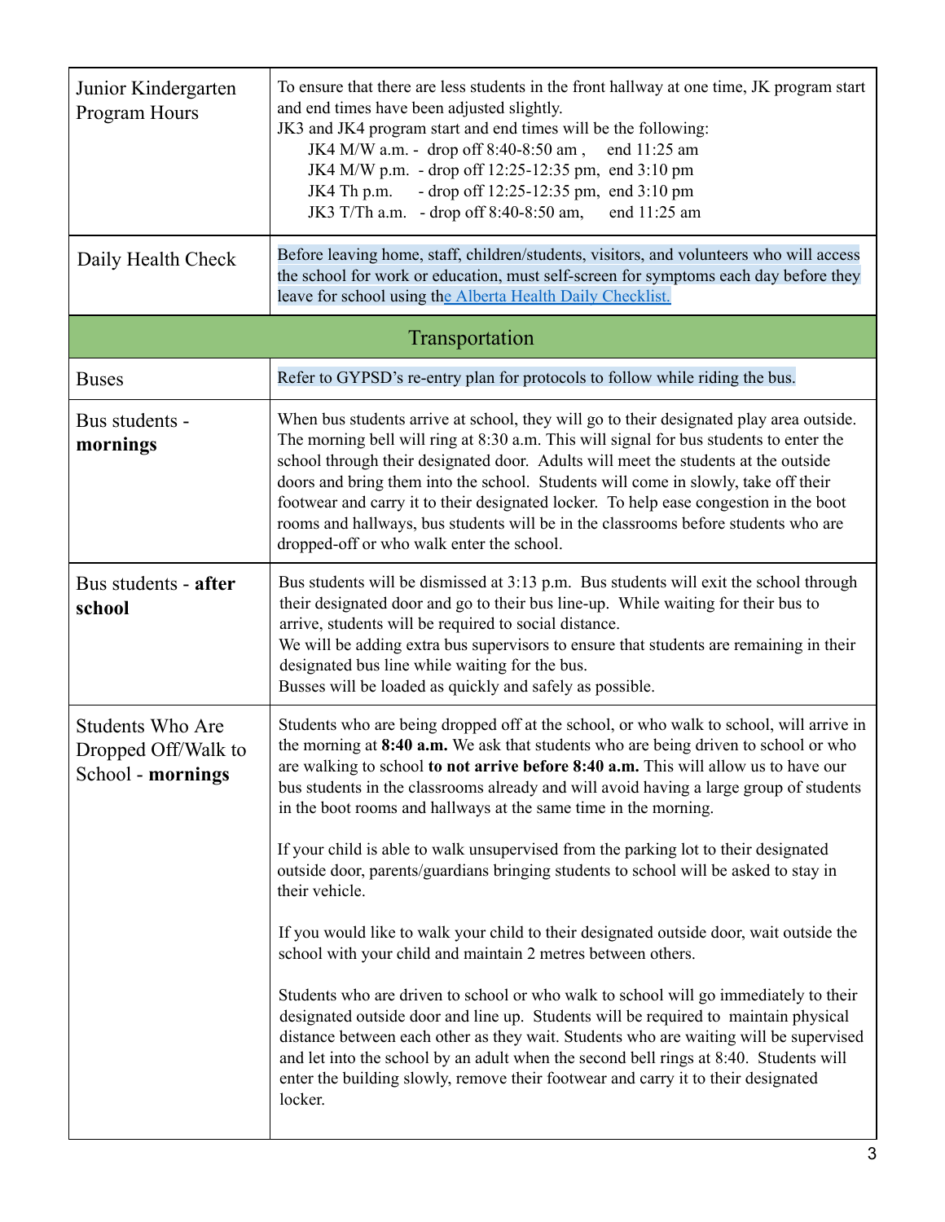| | |
|---|---|
| Junior Kindergarten Program Hours | To ensure that there are less students in the front hallway at one time, JK program start and end times have been adjusted slightly.<br>JK3 and JK4 program start and end times will be the following:<br>JK4 M/W a.m. - drop off 8:40-8:50 am , end 11:25 am<br>JK4 M/W p.m. - drop off 12:25-12:35 pm, end 3:10 pm<br>JK4 Th p.m. - drop off 12:25-12:35 pm, end 3:10 pm<br>JK3 T/Th a.m. - drop off 8:40-8:50 am, end 11:25 am |
| Daily Health Check | Before leaving home, staff, children/students, visitors, and volunteers who will access the school for work or education, must self-screen for symptoms each day before they leave for school using the Alberta Health Daily Checklist. |
| **Transportation** | |
| Buses | Refer to GYPSD's re-entry plan for protocols to follow while riding the bus. |
| Bus students - **mornings** | When bus students arrive at school, they will go to their designated play area outside. The morning bell will ring at 8:30 a.m. This will signal for bus students to enter the school through their designated door. Adults will meet the students at the outside doors and bring them into the school. Students will come in slowly, take off their footwear and carry it to their designated locker. To help ease congestion in the boot rooms and hallways, bus students will be in the classrooms before students who are dropped-off or who walk enter the school. |
| Bus students - **after school** | Bus students will be dismissed at 3:13 p.m. Bus students will exit the school through their designated door and go to their bus line-up. While waiting for their bus to arrive, students will be required to social distance.<br>We will be adding extra bus supervisors to ensure that students are remaining in their designated bus line while waiting for the bus.<br>Busses will be loaded as quickly and safely as possible. |
| Students Who Are Dropped Off/Walk to School - **mornings** | Students who are being dropped off at the school, or who walk to school, will arrive in the morning at **8:40 a.m.** We ask that students who are being driven to school or who are walking to school **to not arrive before 8:40 a.m.** This will allow us to have our bus students in the classrooms already and will avoid having a large group of students in the boot rooms and hallways at the same time in the morning.<br><br>If your child is able to walk unsupervised from the parking lot to their designated outside door, parents/guardians bringing students to school will be asked to stay in their vehicle.<br><br>If you would like to walk your child to their designated outside door, wait outside the school with your child and maintain 2 metres between others.<br><br>Students who are driven to school or who walk to school will go immediately to their designated outside door and line up. Students will be required to maintain physical distance between each other as they wait. Students who are waiting will be supervised and let into the school by an adult when the second bell rings at 8:40. Students will enter the building slowly, remove their footwear and carry it to their designated locker. |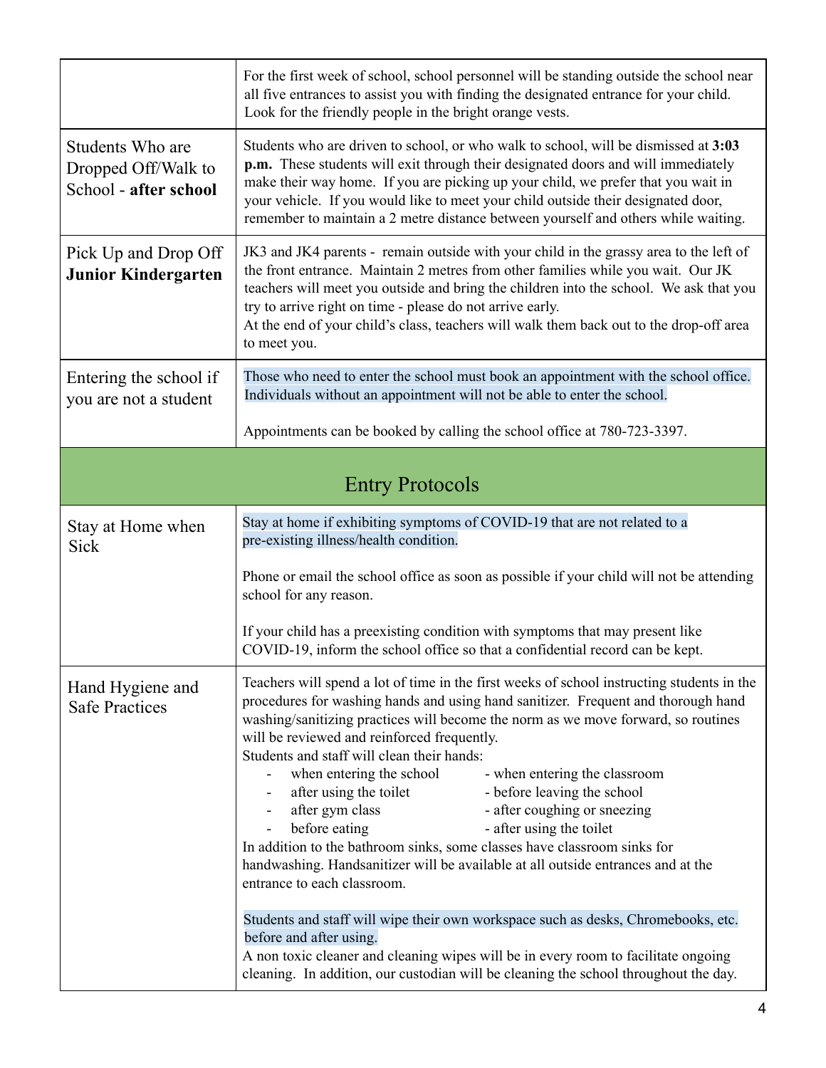| | |
|---|---|
| | For the first week of school, school personnel will be standing outside the school near all five entrances to assist you with finding the designated entrance for your child. Look for the friendly people in the bright orange vests. |
| Students Who are Dropped Off/Walk to School - **after school** | Students who are driven to school, or who walk to school, will be dismissed at **3:03 p.m.** These students will exit through their designated doors and will immediately make their way home. If you are picking up your child, we prefer that you wait in your vehicle. If you would like to meet your child outside their designated door, remember to maintain a 2 metre distance between yourself and others while waiting. |
| Pick Up and Drop Off **Junior Kindergarten** | JK3 and JK4 parents - remain outside with your child in the grassy area to the left of the front entrance. Maintain 2 metres from other families while you wait. Our JK teachers will meet you outside and bring the children into the school. We ask that you try to arrive right on time - please do not arrive early.<br>At the end of your child's class, teachers will walk them back out to the drop-off area to meet you. |
| Entering the school if you are not a student | Those who need to enter the school must book an appointment with the school office. Individuals without an appointment will not be able to enter the school.<br><br>Appointments can be booked by calling the school office at 780-723-3397. |

## Entry Protocols

| | |
|---|---|
| Stay at Home when Sick | Stay at home if exhibiting symptoms of COVID-19 that are not related to a pre-existing illness/health condition.<br><br>Phone or email the school office as soon as possible if your child will not be attending school for any reason.<br><br>If your child has a preexisting condition with symptoms that may present like COVID-19, inform the school office so that a confidential record can be kept. |
| Hand Hygiene and Safe Practices | Teachers will spend a lot of time in the first weeks of school instructing students in the procedures for washing hands and using hand sanitizer. Frequent and thorough hand washing/sanitizing practices will become the norm as we move forward, so routines will be reviewed and reinforced frequently.<br>Students and staff will clean their hands:<br>- when entering the school - when entering the classroom<br>- after using the toilet - before leaving the school<br>- after gym class - after coughing or sneezing<br>- before eating - after using the toilet<br>In addition to the bathroom sinks, some classes have classroom sinks for handwashing. Handsanitizer will be available at all outside entrances and at the entrance to each classroom.<br><br>Students and staff will wipe their own workspace such as desks, Chromebooks, etc. before and after using.<br>A non toxic cleaner and cleaning wipes will be in every room to facilitate ongoing cleaning. In addition, our custodian will be cleaning the school throughout the day. |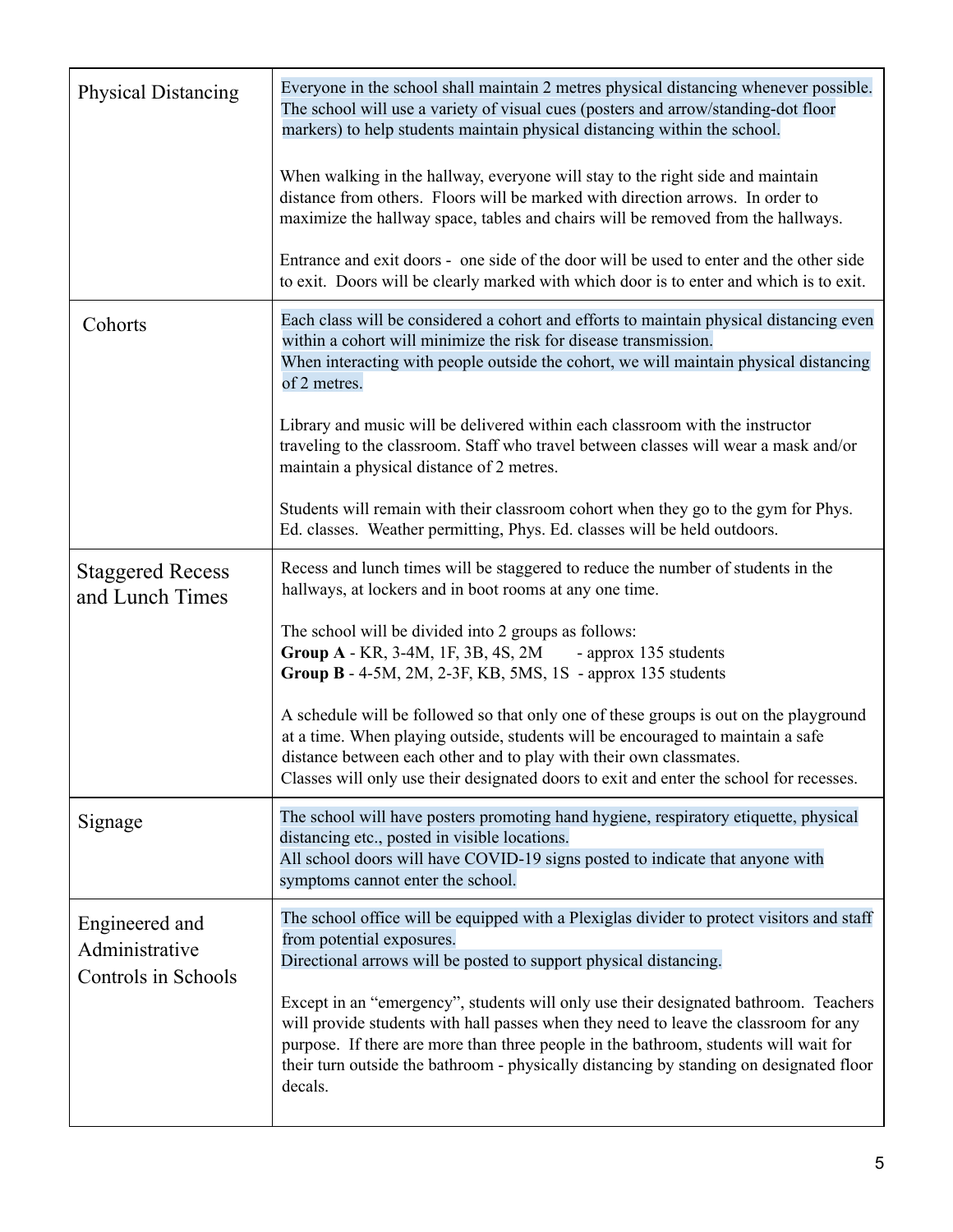| | |
|---|---|
| Physical Distancing | Everyone in the school shall maintain 2 metres physical distancing whenever possible. The school will use a variety of visual cues (posters and arrow/standing-dot floor markers) to help students maintain physical distancing within the school.<br><br>When walking in the hallway, everyone will stay to the right side and maintain distance from others. Floors will be marked with direction arrows. In order to maximize the hallway space, tables and chairs will be removed from the hallways.<br><br>Entrance and exit doors - one side of the door will be used to enter and the other side to exit. Doors will be clearly marked with which door is to enter and which is to exit. |
| Cohorts | Each class will be considered a cohort and efforts to maintain physical distancing even within a cohort will minimize the risk for disease transmission.<br>When interacting with people outside the cohort, we will maintain physical distancing of 2 metres.<br><br>Library and music will be delivered within each classroom with the instructor traveling to the classroom. Staff who travel between classes will wear a mask and/or maintain a physical distance of 2 metres.<br><br>Students will remain with their classroom cohort when they go to the gym for Phys. Ed. classes. Weather permitting, Phys. Ed. classes will be held outdoors. |
| Staggered Recess and Lunch Times | Recess and lunch times will be staggered to reduce the number of students in the hallways, at lockers and in boot rooms at any one time.<br><br>The school will be divided into 2 groups as follows:<br>**Group A** - KR, 3-4M, 1F, 3B, 4S, 2M - approx 135 students<br>**Group B** - 4-5M, 2M, 2-3F, KB, 5MS, 1S - approx 135 students<br><br>A schedule will be followed so that only one of these groups is out on the playground at a time. When playing outside, students will be encouraged to maintain a safe distance between each other and to play with their own classmates.<br>Classes will only use their designated doors to exit and enter the school for recesses. |
| Signage | The school will have posters promoting hand hygiene, respiratory etiquette, physical distancing etc., posted in visible locations.<br>All school doors will have COVID-19 signs posted to indicate that anyone with symptoms cannot enter the school. |
| Engineered and Administrative Controls in Schools | The school office will be equipped with a Plexiglas divider to protect visitors and staff from potential exposures.<br>Directional arrows will be posted to support physical distancing.<br><br>Except in an "emergency", students will only use their designated bathroom. Teachers will provide students with hall passes when they need to leave the classroom for any purpose. If there are more than three people in the bathroom, students will wait for their turn outside the bathroom - physically distancing by standing on designated floor decals. |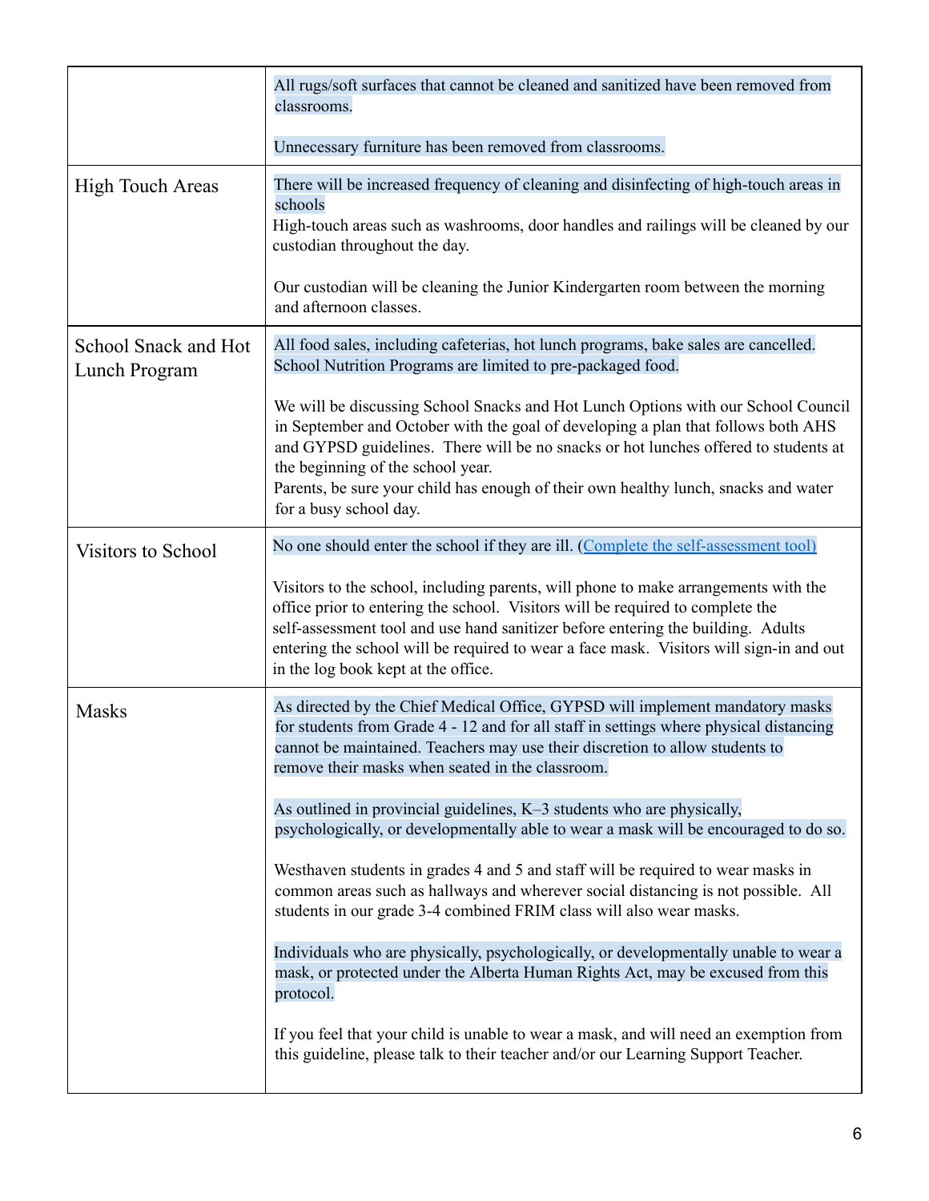| | |
|---|---|
| | All rugs/soft surfaces that cannot be cleaned and sanitized have been removed from classrooms.<br><br>Unnecessary furniture has been removed from classrooms. |
| High Touch Areas | There will be increased frequency of cleaning and disinfecting of high-touch areas in schools<br>High-touch areas such as washrooms, door handles and railings will be cleaned by our custodian throughout the day.<br><br>Our custodian will be cleaning the Junior Kindergarten room between the morning and afternoon classes. |
| School Snack and Hot Lunch Program | All food sales, including cafeterias, hot lunch programs, bake sales are cancelled. School Nutrition Programs are limited to pre-packaged food.<br><br>We will be discussing School Snacks and Hot Lunch Options with our School Council in September and October with the goal of developing a plan that follows both AHS and GYPSD guidelines. There will be no snacks or hot lunches offered to students at the beginning of the school year.<br>Parents, be sure your child has enough of their own healthy lunch, snacks and water for a busy school day. |
| Visitors to School | No one should enter the school if they are ill. (Complete the self-assessment tool)<br><br>Visitors to the school, including parents, will phone to make arrangements with the office prior to entering the school. Visitors will be required to complete the self-assessment tool and use hand sanitizer before entering the building. Adults entering the school will be required to wear a face mask. Visitors will sign-in and out in the log book kept at the office. |
| Masks | As directed by the Chief Medical Office, GYPSD will implement mandatory masks for students from Grade 4 - 12 and for all staff in settings where physical distancing cannot be maintained. Teachers may use their discretion to allow students to remove their masks when seated in the classroom.<br><br>As outlined in provincial guidelines, K–3 students who are physically, psychologically, or developmentally able to wear a mask will be encouraged to do so.<br><br>Westhaven students in grades 4 and 5 and staff will be required to wear masks in common areas such as hallways and wherever social distancing is not possible. All students in our grade 3-4 combined FRIM class will also wear masks.<br><br>Individuals who are physically, psychologically, or developmentally unable to wear a mask, or protected under the Alberta Human Rights Act, may be excused from this protocol.<br><br>If you feel that your child is unable to wear a mask, and will need an exemption from this guideline, please talk to their teacher and/or our Learning Support Teacher. |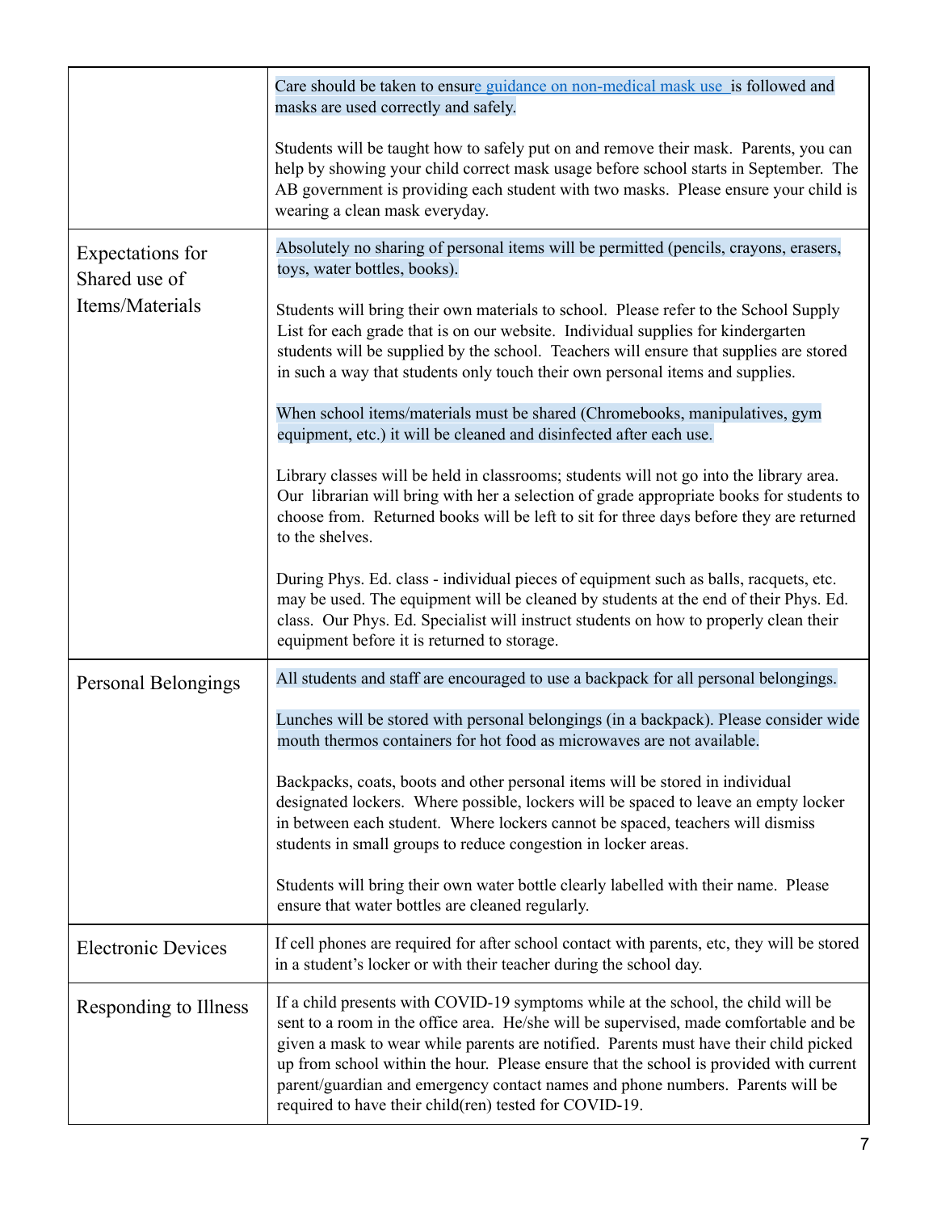| | |
|---|---|
| | Care should be taken to ensure guidance on non-medical mask use is followed and masks are used correctly and safely.<br><br>Students will be taught how to safely put on and remove their mask. Parents, you can help by showing your child correct mask usage before school starts in September. The AB government is providing each student with two masks. Please ensure your child is wearing a clean mask everyday. |
| Expectations for Shared use of Items/Materials | Absolutely no sharing of personal items will be permitted (pencils, crayons, erasers, toys, water bottles, books).<br><br>Students will bring their own materials to school. Please refer to the School Supply List for each grade that is on our website. Individual supplies for kindergarten students will be supplied by the school. Teachers will ensure that supplies are stored in such a way that students only touch their own personal items and supplies.<br><br>When school items/materials must be shared (Chromebooks, manipulatives, gym equipment, etc.) it will be cleaned and disinfected after each use.<br><br>Library classes will be held in classrooms; students will not go into the library area. Our librarian will bring with her a selection of grade appropriate books for students to choose from. Returned books will be left to sit for three days before they are returned to the shelves.<br><br>During Phys. Ed. class - individual pieces of equipment such as balls, racquets, etc. may be used. The equipment will be cleaned by students at the end of their Phys. Ed. class. Our Phys. Ed. Specialist will instruct students on how to properly clean their equipment before it is returned to storage. |
| Personal Belongings | All students and staff are encouraged to use a backpack for all personal belongings.<br><br>Lunches will be stored with personal belongings (in a backpack). Please consider wide mouth thermos containers for hot food as microwaves are not available.<br><br>Backpacks, coats, boots and other personal items will be stored in individual designated lockers. Where possible, lockers will be spaced to leave an empty locker in between each student. Where lockers cannot be spaced, teachers will dismiss students in small groups to reduce congestion in locker areas.<br><br>Students will bring their own water bottle clearly labelled with their name. Please ensure that water bottles are cleaned regularly. |
| Electronic Devices | If cell phones are required for after school contact with parents, etc, they will be stored in a student's locker or with their teacher during the school day. |
| Responding to Illness | If a child presents with COVID-19 symptoms while at the school, the child will be sent to a room in the office area. He/she will be supervised, made comfortable and be given a mask to wear while parents are notified. Parents must have their child picked up from school within the hour. Please ensure that the school is provided with current parent/guardian and emergency contact names and phone numbers. Parents will be required to have their child(ren) tested for COVID-19. |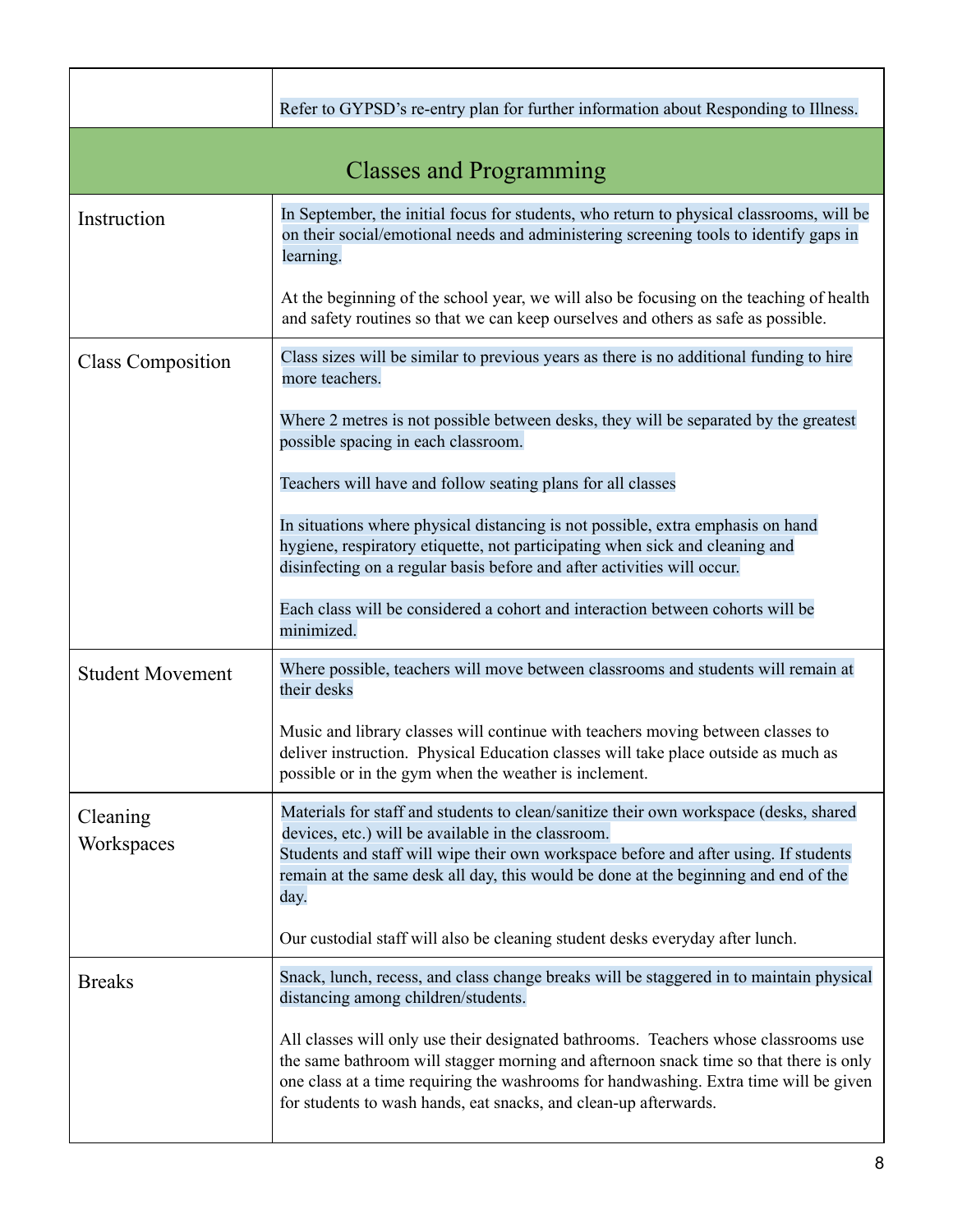| | |
|---|---|
| | Refer to GYPSD's re-entry plan for further information about Responding to Illness. |
| **Classes and Programming** | |
| Instruction | In September, the initial focus for students, who return to physical classrooms, will be on their social/emotional needs and administering screening tools to identify gaps in learning.<br><br>At the beginning of the school year, we will also be focusing on the teaching of health and safety routines so that we can keep ourselves and others as safe as possible. |
| Class Composition | Class sizes will be similar to previous years as there is no additional funding to hire more teachers.<br><br>Where 2 metres is not possible between desks, they will be separated by the greatest possible spacing in each classroom.<br><br>Teachers will have and follow seating plans for all classes<br><br>In situations where physical distancing is not possible, extra emphasis on hand hygiene, respiratory etiquette, not participating when sick and cleaning and disinfecting on a regular basis before and after activities will occur.<br><br>Each class will be considered a cohort and interaction between cohorts will be minimized. |
| Student Movement | Where possible, teachers will move between classrooms and students will remain at their desks<br><br>Music and library classes will continue with teachers moving between classes to deliver instruction. Physical Education classes will take place outside as much as possible or in the gym when the weather is inclement. |
| Cleaning Workspaces | Materials for staff and students to clean/sanitize their own workspace (desks, shared devices, etc.) will be available in the classroom.<br>Students and staff will wipe their own workspace before and after using. If students remain at the same desk all day, this would be done at the beginning and end of the day.<br><br>Our custodial staff will also be cleaning student desks everyday after lunch. |
| Breaks | Snack, lunch, recess, and class change breaks will be staggered in to maintain physical distancing among children/students.<br><br>All classes will only use their designated bathrooms. Teachers whose classrooms use the same bathroom will stagger morning and afternoon snack time so that there is only one class at a time requiring the washrooms for handwashing. Extra time will be given for students to wash hands, eat snacks, and clean-up afterwards. |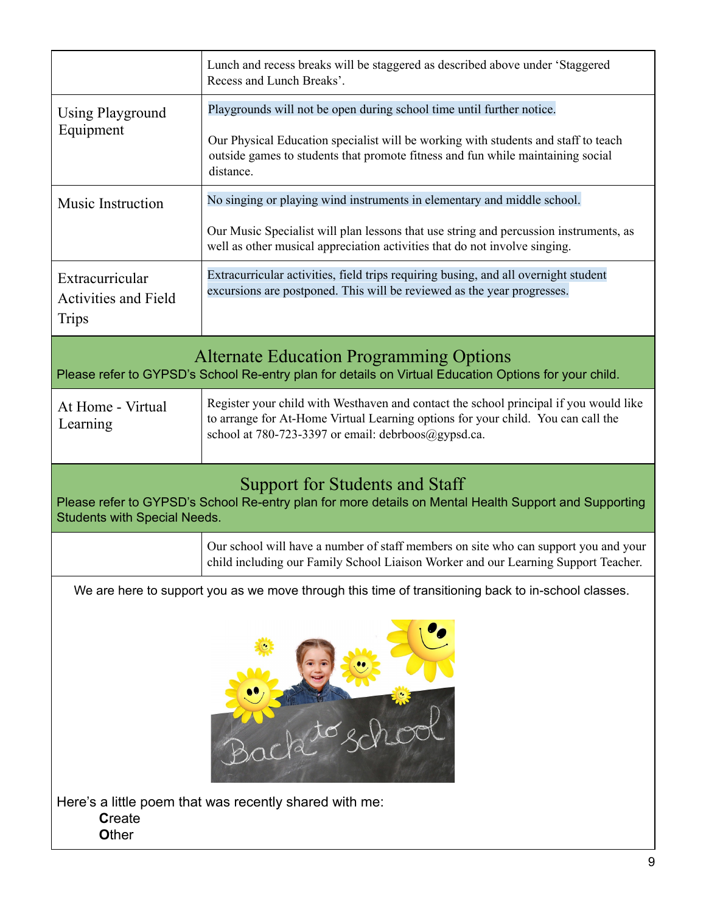| | |
|---|---|
| | Lunch and recess breaks will be staggered as described above under 'Staggered Recess and Lunch Breaks'. |
| Using Playground Equipment | Playgrounds will not be open during school time until further notice.<br><br>Our Physical Education specialist will be working with students and staff to teach outside games to students that promote fitness and fun while maintaining social distance. |
| Music Instruction | No singing or playing wind instruments in elementary and middle school.<br><br>Our Music Specialist will plan lessons that use string and percussion instruments, as well as other musical appreciation activities that do not involve singing. |
| Extracurricular Activities and Field Trips | Extracurricular activities, field trips requiring busing, and all overnight student excursions are postponed. This will be reviewed as the year progresses. |

## Alternate Education Programming Options

Please refer to GYPSD's School Re-entry plan for details on Virtual Education Options for your child.

| | |
|---|---|
| At Home - Virtual Learning | Register your child with Westhaven and contact the school principal if you would like to arrange for At-Home Virtual Learning options for your child. You can call the school at 780-723-3397 or email: debrboos@gypsd.ca. |

## Support for Students and Staff

Please refer to GYPSD's School Re-entry plan for more details on Mental Health Support and Supporting Students with Special Needs.

| | |
|---|---|
| | Our school will have a number of staff members on site who can support you and your child including our Family School Liaison Worker and our Learning Support Teacher. |

We are here to support you as we move through this time of transitioning back to in-school classes.

Here's a little poem that was recently shared with me:

**C**reate
**O**ther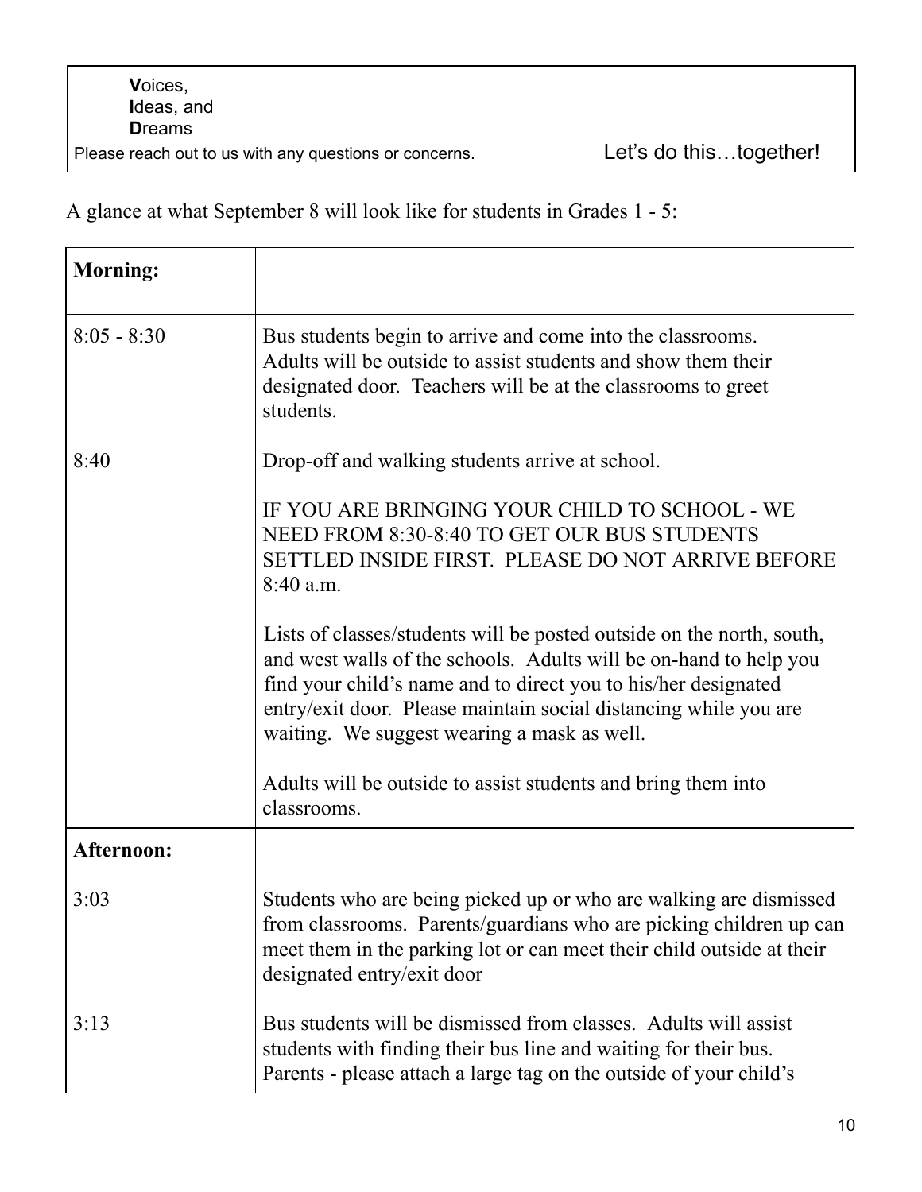**V**oices,
**I**deas, and
**D**reams

Please reach out to us with any questions or concerns. Let's do this…together!

A glance at what September 8 will look like for students in Grades 1 - 5:

| **Morning:** | |
|---|---|
| 8:05 - 8:30 | Bus students begin to arrive and come into the classrooms. Adults will be outside to assist students and show them their designated door. Teachers will be at the classrooms to greet students. |
| 8:40 | Drop-off and walking students arrive at school.<br><br>IF YOU ARE BRINGING YOUR CHILD TO SCHOOL - WE NEED FROM 8:30-8:40 TO GET OUR BUS STUDENTS SETTLED INSIDE FIRST. PLEASE DO NOT ARRIVE BEFORE 8:40 a.m.<br><br>Lists of classes/students will be posted outside on the north, south, and west walls of the schools. Adults will be on-hand to help you find your child's name and to direct you to his/her designated entry/exit door. Please maintain social distancing while you are waiting. We suggest wearing a mask as well.<br><br>Adults will be outside to assist students and bring them into classrooms. |
| **Afternoon:** | |
| 3:03 | Students who are being picked up or who are walking are dismissed from classrooms. Parents/guardians who are picking children up can meet them in the parking lot or can meet their child outside at their designated entry/exit door |
| 3:13 | Bus students will be dismissed from classes. Adults will assist students with finding their bus line and waiting for their bus. Parents - please attach a large tag on the outside of your child's |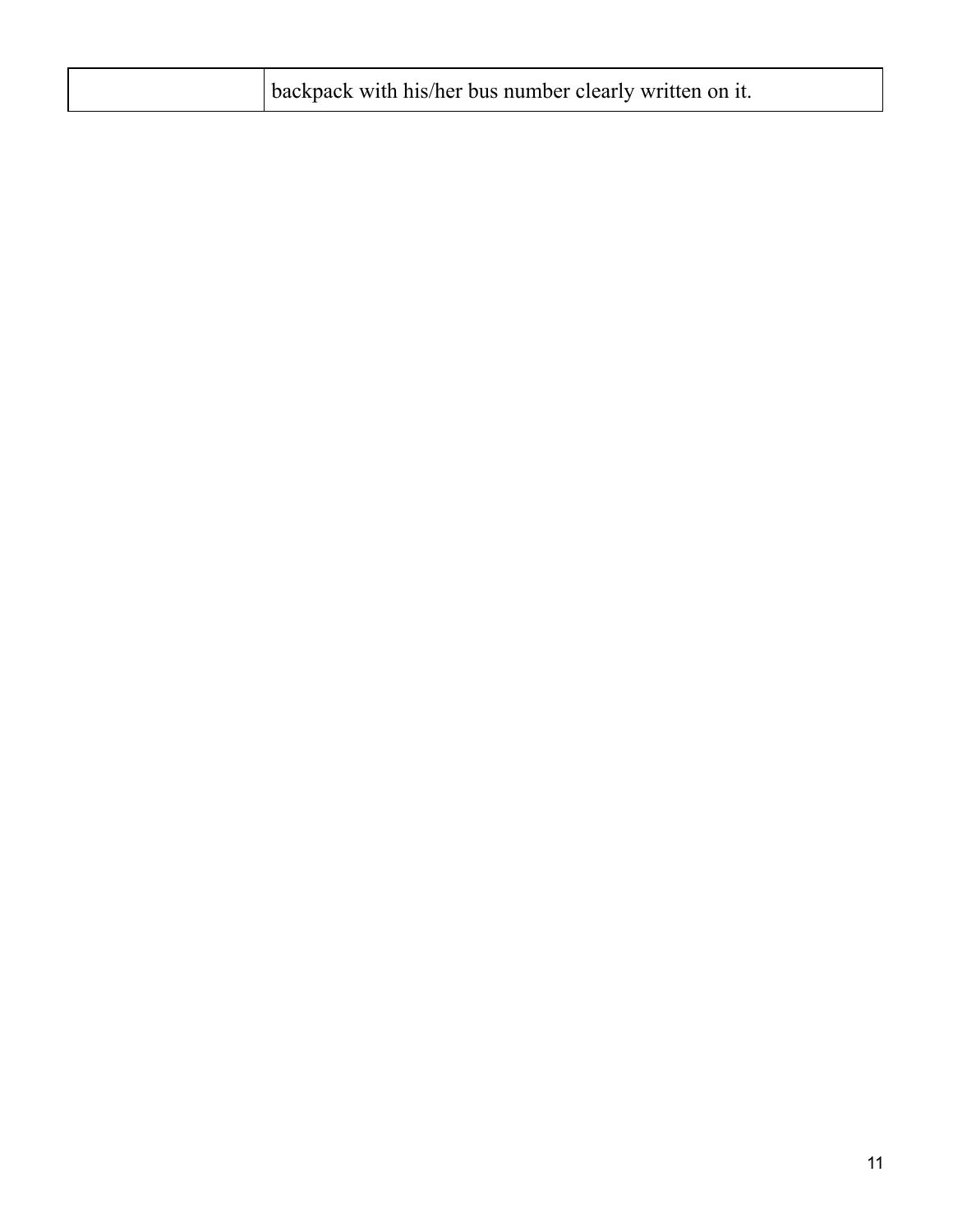| | |
|---|---|
| | backpack with his/her bus number clearly written on it. |